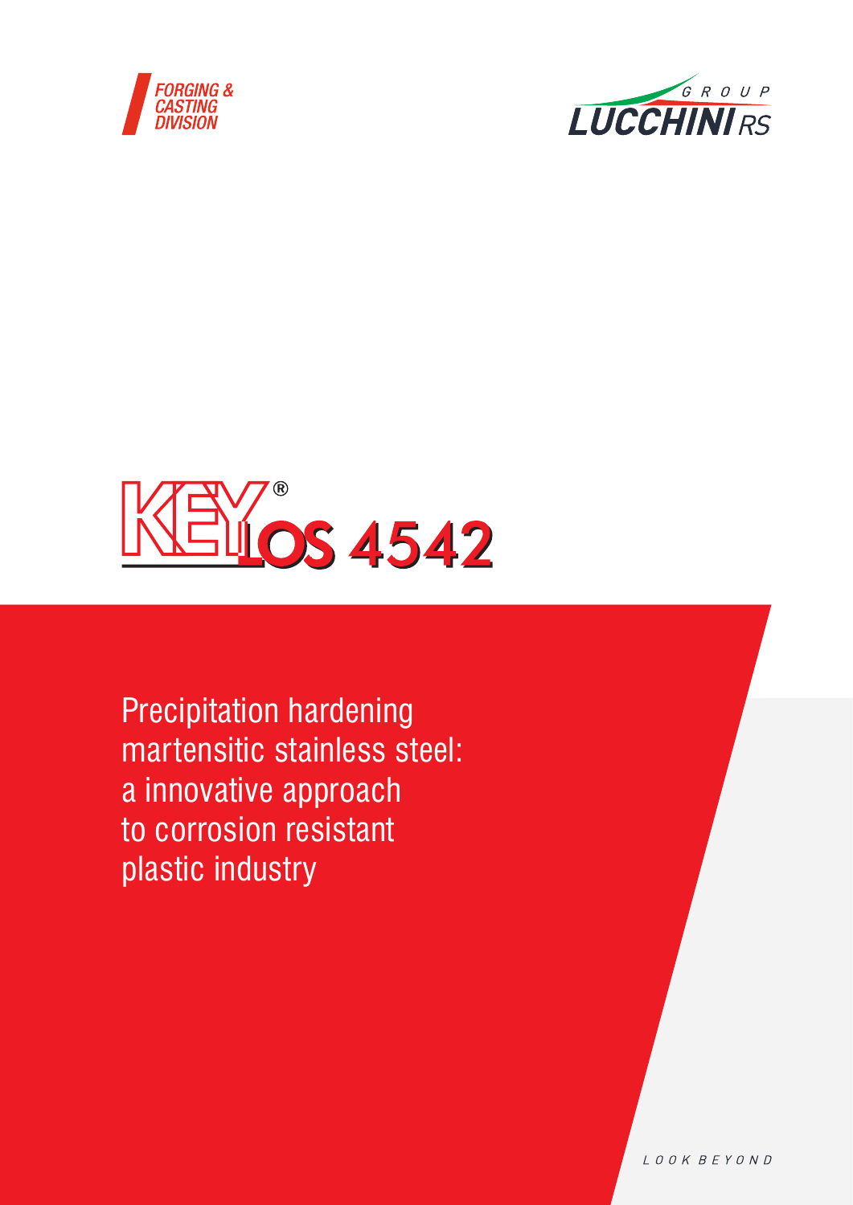FORGING & CASTING DIVISION

GROUP LUCCHINI RS

# KEYLOS 4542®

Precipitation hardening martensitic stainless steel: a innovative approach to corrosion resistant plastic industry

LOOK BEYOND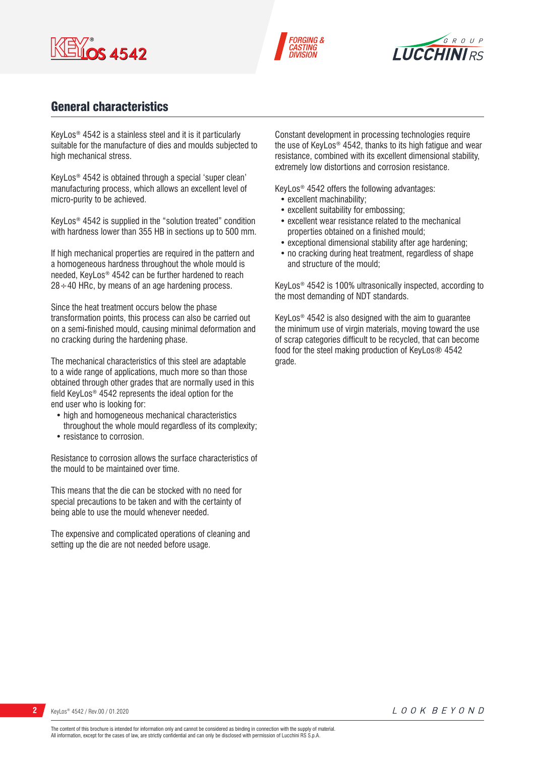## General characteristics

KeyLos® 4542 is a stainless steel and it is it particularly suitable for the manufacture of dies and moulds subjected to high mechanical stress.

KeyLos® 4542 is obtained through a special 'super clean' manufacturing process, which allows an excellent level of micro-purity to be achieved.

KeyLos® 4542 is supplied in the "solution treated" condition with hardness lower than 355 HB in sections up to 500 mm.

If high mechanical properties are required in the pattern and a homogeneous hardness throughout the whole mould is needed, KeyLos® 4542 can be further hardened to reach 28÷40 HRc, by means of an age hardening process.

Since the heat treatment occurs below the phase transformation points, this process can also be carried out on a semi-finished mould, causing minimal deformation and no cracking during the hardening phase.

The mechanical characteristics of this steel are adaptable to a wide range of applications, much more so than those obtained through other grades that are normally used in this field KeyLos® 4542 represents the ideal option for the end user who is looking for:

- high and homogeneous mechanical characteristics throughout the whole mould regardless of its complexity;
- resistance to corrosion.

Resistance to corrosion allows the surface characteristics of the mould to be maintained over time.

This means that the die can be stocked with no need for special precautions to be taken and with the certainty of being able to use the mould whenever needed.

The expensive and complicated operations of cleaning and setting up the die are not needed before usage.

Constant development in processing technologies require the use of KeyLos® 4542, thanks to its high fatigue and wear resistance, combined with its excellent dimensional stability, extremely low distortions and corrosion resistance.

KeyLos® 4542 offers the following advantages:

- excellent machinability;
- excellent suitability for embossing;
- excellent wear resistance related to the mechanical properties obtained on a finished mould;
- exceptional dimensional stability after age hardening;
- no cracking during heat treatment, regardless of shape and structure of the mould;

KeyLos® 4542 is 100% ultrasonically inspected, according to the most demanding of NDT standards.

KeyLos® 4542 is also designed with the aim to guarantee the minimum use of virgin materials, moving toward the use of scrap categories difficult to be recycled, that can become food for the steel making production of KeyLos® 4542 grade.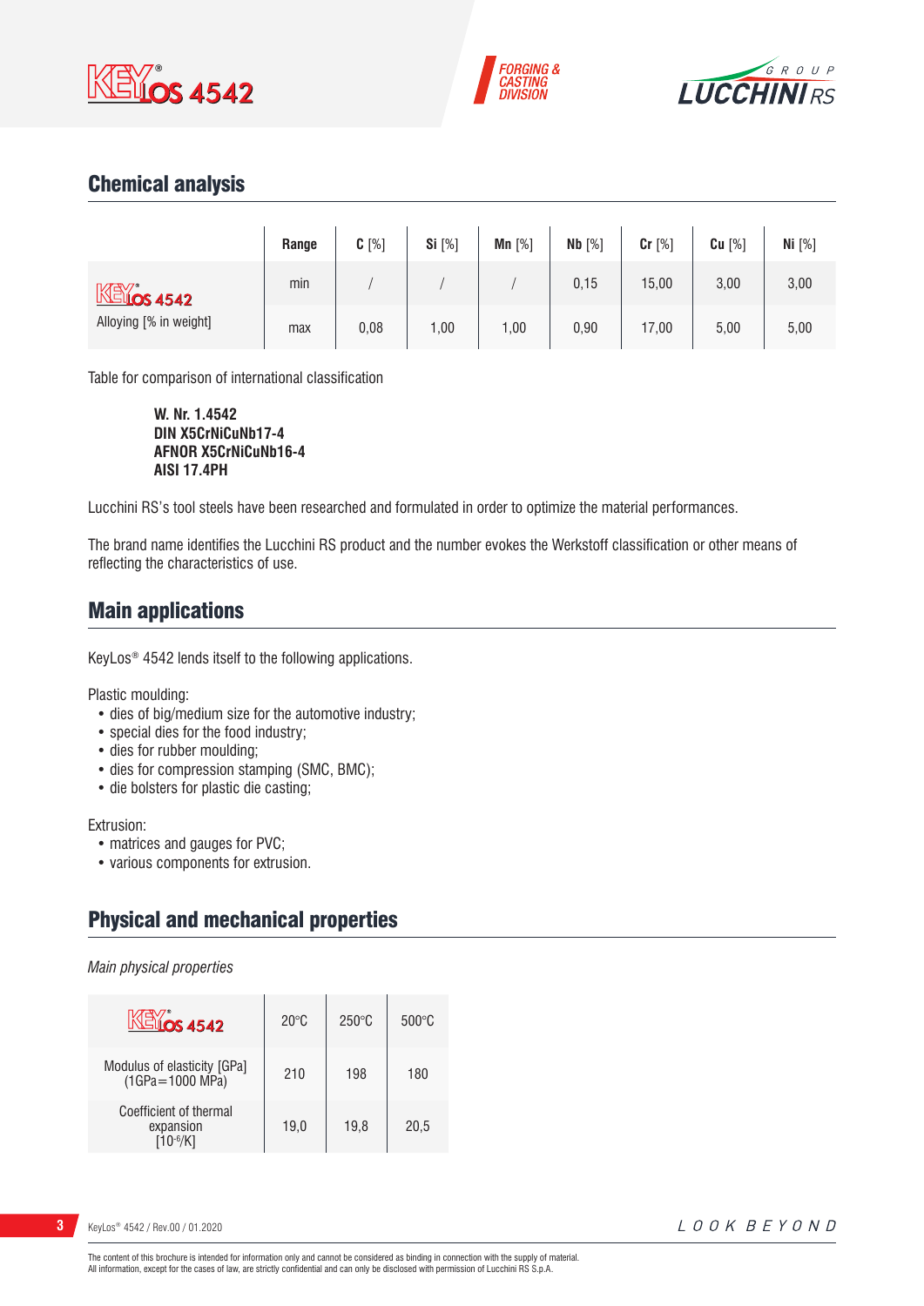## Chemical analysis

| | Range | **C** [%] | **Si** [%] | **Mn** [%] | **Nb** [%] | **Cr** [%] | **Cu** [%] | **Ni** [%] |
|---|---|---|---|---|---|---|---|---|
| KeyLos 4542 Alloying [% in weight] | min | / | / | / | 0,15 | 15,00 | 3,00 | 3,00 |
| | max | 0,08 | 1,00 | 1,00 | 0,90 | 17,00 | 5,00 | 5,00 |

Table for comparison of international classification

**W. Nr. 1.4542**
**DIN X5CrNiCuNb17-4**
**AFNOR X5CrNiCuNb16-4**
**AISI 17.4PH**

Lucchini RS's tool steels have been researched and formulated in order to optimize the material performances.

The brand name identifies the Lucchini RS product and the number evokes the Werkstoff classification or other means of reflecting the characteristics of use.

## Main applications

KeyLos® 4542 lends itself to the following applications.

Plastic moulding:
- dies of big/medium size for the automotive industry;
- special dies for the food industry;
- dies for rubber moulding;
- dies for compression stamping (SMC, BMC);
- die bolsters for plastic die casting;

Extrusion:
- matrices and gauges for PVC;
- various components for extrusion.

## Physical and mechanical properties

*Main physical properties*

| KeyLos 4542 | 20°C | 250°C | 500°C |
|---|---|---|---|
| Modulus of elasticity [GPa] (1GPa=1000 MPa) | 210 | 198 | 180 |
| Coefficient of thermal expansion [$10^{-6}$/K] | 19,0 | 19,8 | 20,5 |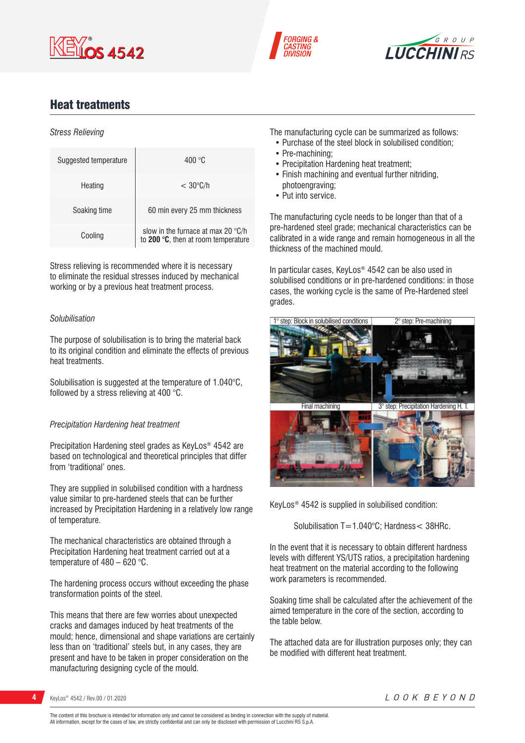## Heat treatments

*Stress Relieving*

| | |
|---|---|
| Suggested temperature | 400 °C |
| Heating | < 30°C/h |
| Soaking time | 60 min every 25 mm thickness |
| Cooling | slow in the furnace at max 20 °C/h to **200 °C**, then at room temperature |

Stress relieving is recommended where it is necessary to eliminate the residual stresses induced by mechanical working or by a previous heat treatment process.

*Solubilisation*

The purpose of solubilisation is to bring the material back to its original condition and eliminate the effects of previous heat treatments.

Solubilisation is suggested at the temperature of 1.040°C, followed by a stress relieving at 400 °C.

*Precipitation Hardening heat treatment*

Precipitation Hardening steel grades as KeyLos® 4542 are based on technological and theoretical principles that differ from 'traditional' ones.

They are supplied in solubilised condition with a hardness value similar to pre-hardened steels that can be further increased by Precipitation Hardening in a relatively low range of temperature.

The mechanical characteristics are obtained through a Precipitation Hardening heat treatment carried out at a temperature of 480 – 620 °C.

The hardening process occurs without exceeding the phase transformation points of the steel.

This means that there are few worries about unexpected cracks and damages induced by heat treatments of the mould; hence, dimensional and shape variations are certainly less than on 'traditional' steels but, in any cases, they are present and have to be taken in proper consideration on the manufacturing designing cycle of the mould.

The manufacturing cycle can be summarized as follows:

- Purchase of the steel block in solubilised condition;
- Pre-machining;
- Precipitation Hardening heat treatment;
- Finish machining and eventual further nitriding, photoengraving;
- Put into service.

The manufacturing cycle needs to be longer than that of a pre-hardened steel grade; mechanical characteristics can be calibrated in a wide range and remain homogeneous in all the thickness of the machined mould.

In particular cases, KeyLos® 4542 can be also used in solubilised conditions or in pre-hardened conditions: in those cases, the working cycle is the same of Pre-Hardened steel grades.

1° step: Block in solubilised conditions — 2° step: Pre-machining — 3° step: Precipitation Hardening H. T. — Final machining

KeyLos® 4542 is supplied in solubilised condition:

Solubilisation T=1.040°C; Hardness< 38HRc.

In the event that it is necessary to obtain different hardness levels with different YS/UTS ratios, a precipitation hardening heat treatment on the material according to the following work parameters is recommended.

Soaking time shall be calculated after the achievement of the aimed temperature in the core of the section, according to the table below.

The attached data are for illustration purposes only; they can be modified with different heat treatment.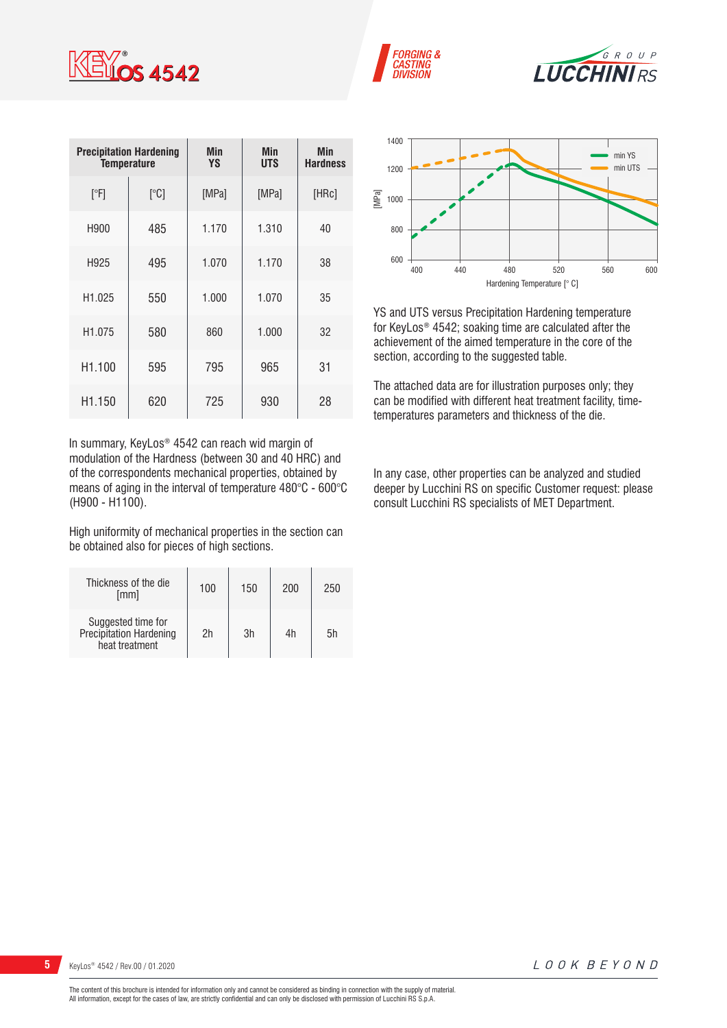| Precipitation Hardening Temperature | | Min YS | Min UTS | Min Hardness |
|---|---|---|---|---|
| [°F] | [°C] | [MPa] | [MPa] | [HRc] |
| H900 | 485 | 1.170 | 1.310 | 40 |
| H925 | 495 | 1.070 | 1.170 | 38 |
| H1.025 | 550 | 1.000 | 1.070 | 35 |
| H1.075 | 580 | 860 | 1.000 | 32 |
| H1.100 | 595 | 795 | 965 | 31 |
| H1.150 | 620 | 725 | 930 | 28 |

In summary, KeyLos® 4542 can reach wid margin of modulation of the Hardness (between 30 and 40 HRC) and of the correspondents mechanical properties, obtained by means of aging in the interval of temperature 480°C - 600°C (H900 - H1100).

High uniformity of mechanical properties in the section can be obtained also for pieces of high sections.

| Thickness of the die [mm] | 100 | 150 | 200 | 250 |
|---|---|---|---|---|
| Suggested time for Precipitation Hardening heat treatment | 2h | 3h | 4h | 5h |

YS and UTS versus Precipitation Hardening temperature for KeyLos® 4542; soaking time are calculated after the achievement of the aimed temperature in the core of the section, according to the suggested table.

The attached data are for illustration purposes only; they can be modified with different heat treatment facility, time-temperatures parameters and thickness of the die.

In any case, other properties can be analyzed and studied deeper by Lucchini RS on specific Customer request: please consult Lucchini RS specialists of MET Department.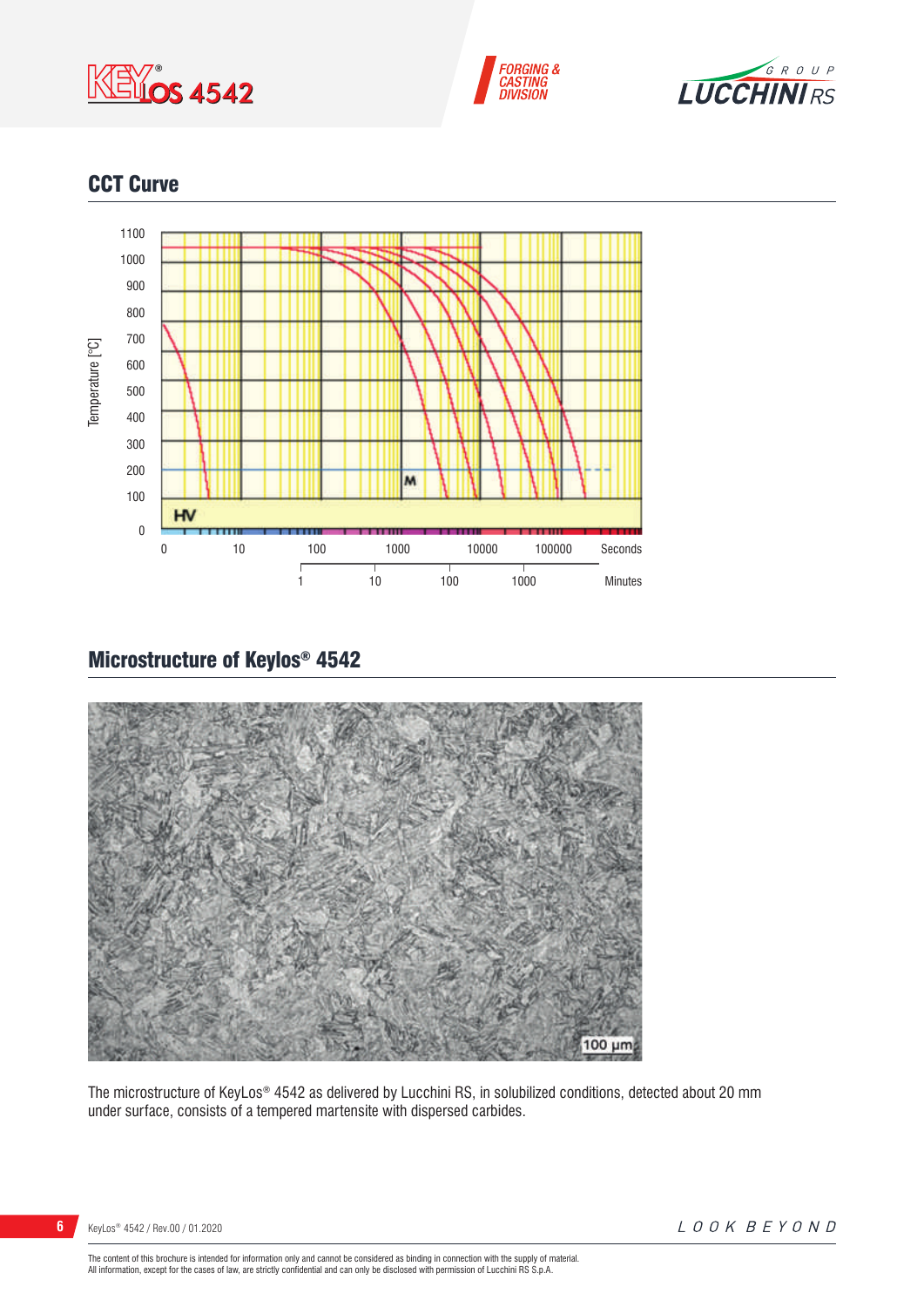## CCT Curve

## Microstructure of Keylos® 4542

The microstructure of KeyLos® 4542 as delivered by Lucchini RS, in solubilized conditions, detected about 20 mm under surface, consists of a tempered martensite with dispersed carbides.

The content of this brochure is intended for information only and cannot be considered as binding in connection with the supply of material.
All information, except for the cases of law, are strictly confidential and can only be disclosed with permission of Lucchini RS S.p.A.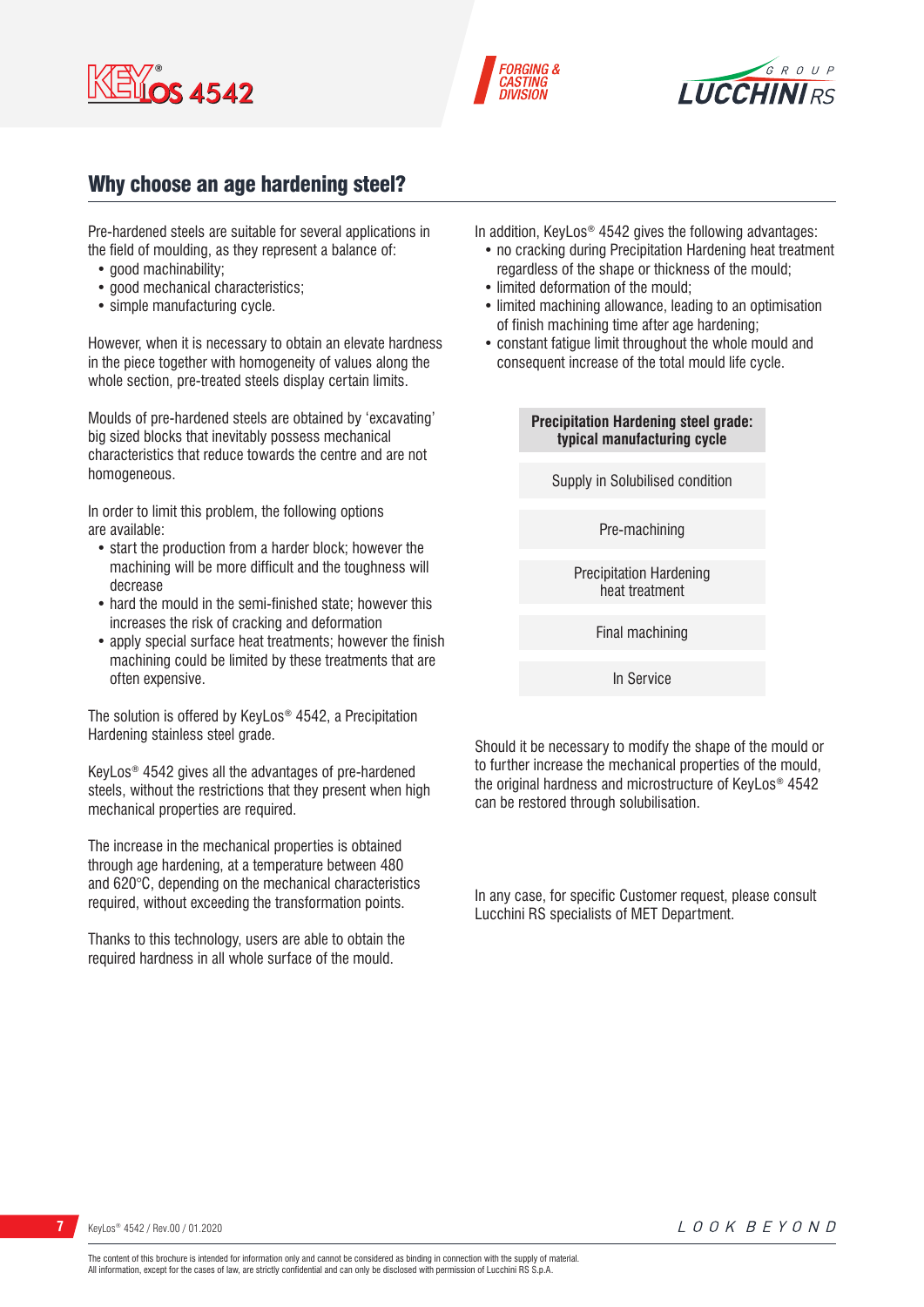## Why choose an age hardening steel?

Pre-hardened steels are suitable for several applications in the field of moulding, as they represent a balance of:

- good machinability;
- good mechanical characteristics;
- simple manufacturing cycle.

However, when it is necessary to obtain an elevate hardness in the piece together with homogeneity of values along the whole section, pre-treated steels display certain limits.

Moulds of pre-hardened steels are obtained by 'excavating' big sized blocks that inevitably possess mechanical characteristics that reduce towards the centre and are not homogeneous.

In order to limit this problem, the following options are available:

- start the production from a harder block; however the machining will be more difficult and the toughness will decrease
- hard the mould in the semi-finished state; however this increases the risk of cracking and deformation
- apply special surface heat treatments; however the finish machining could be limited by these treatments that are often expensive.

The solution is offered by KeyLos® 4542, a Precipitation Hardening stainless steel grade.

KeyLos® 4542 gives all the advantages of pre-hardened steels, without the restrictions that they present when high mechanical properties are required.

The increase in the mechanical properties is obtained through age hardening, at a temperature between 480 and 620°C, depending on the mechanical characteristics required, without exceeding the transformation points.

Thanks to this technology, users are able to obtain the required hardness in all whole surface of the mould.

In addition, KeyLos® 4542 gives the following advantages:

- no cracking during Precipitation Hardening heat treatment regardless of the shape or thickness of the mould;
- limited deformation of the mould;
- limited machining allowance, leading to an optimisation of finish machining time after age hardening;
- constant fatigue limit throughout the whole mould and consequent increase of the total mould life cycle.

| **Precipitation Hardening steel grade: typical manufacturing cycle** |
|---|
| Supply in Solubilised condition |
| Pre-machining |
| Precipitation Hardening heat treatment |
| Final machining |
| In Service |

Should it be necessary to modify the shape of the mould or to further increase the mechanical properties of the mould, the original hardness and microstructure of KeyLos® 4542 can be restored through solubilisation.

In any case, for specific Customer request, please consult Lucchini RS specialists of MET Department.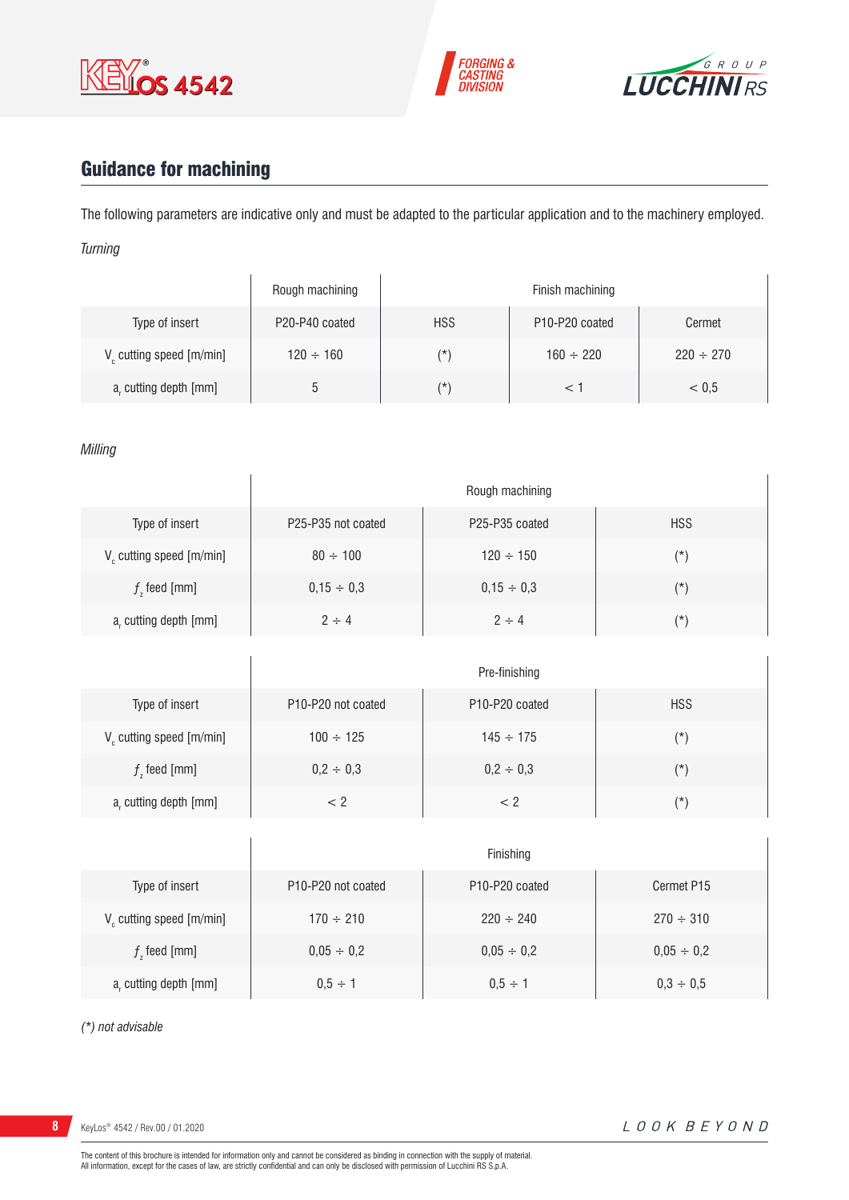## Guidance for machining

The following parameters are indicative only and must be adapted to the particular application and to the machinery employed.

*Turning*

| | Rough machining | Finish machining | | |
|---|---|---|---|---|
| Type of insert | P20-P40 coated | HSS | P10-P20 coated | Cermet |
| $V_c$ cutting speed [m/min] | 120 ÷ 160 | (*) | 160 ÷ 220 | 220 ÷ 270 |
| $a_r$ cutting depth [mm] | 5 | (*) | < 1 | < 0,5 |

*Milling*

| | Rough machining | | |
|---|---|---|---|
| Type of insert | P25-P35 not coated | P25-P35 coated | HSS |
| $V_c$ cutting speed [m/min] | 80 ÷ 100 | 120 ÷ 150 | (*) |
| $f_z$ feed [mm] | 0,15 ÷ 0,3 | 0,15 ÷ 0,3 | (*) |
| $a_r$ cutting depth [mm] | 2 ÷ 4 | 2 ÷ 4 | (*) |

| | Pre-finishing | | |
|---|---|---|---|
| Type of insert | P10-P20 not coated | P10-P20 coated | HSS |
| $V_c$ cutting speed [m/min] | 100 ÷ 125 | 145 ÷ 175 | (*) |
| $f_z$ feed [mm] | 0,2 ÷ 0,3 | 0,2 ÷ 0,3 | (*) |
| $a_r$ cutting depth [mm] | < 2 | < 2 | (*) |

| | Finishing | | |
|---|---|---|---|
| Type of insert | P10-P20 not coated | P10-P20 coated | Cermet P15 |
| $V_c$ cutting speed [m/min] | 170 ÷ 210 | 220 ÷ 240 | 270 ÷ 310 |
| $f_z$ feed [mm] | 0,05 ÷ 0,2 | 0,05 ÷ 0,2 | 0,05 ÷ 0,2 |
| $a_r$ cutting depth [mm] | 0,5 ÷ 1 | 0,5 ÷ 1 | 0,3 ÷ 0,5 |

*(*) not advisable*

The content of this brochure is intended for information only and cannot be considered as binding in connection with the supply of material.
All information, except for the cases of law, are strictly confidential and can only be disclosed with permission of Lucchini RS S.p.A.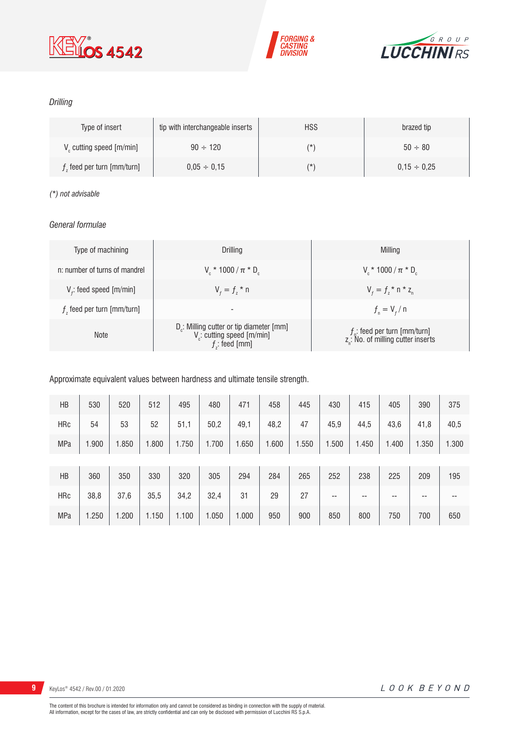*Drilling*

| Type of insert | tip with interchangeable inserts | HSS | brazed tip |
|---|---|---|---|
| $V_c$ cutting speed [m/min] | 90 ÷ 120 | (*) | 50 ÷ 80 |
| $f_z$ feed per turn [mm/turn] | 0,05 ÷ 0,15 | (*) | 0,15 ÷ 0,25 |

*(*) not advisable*

*General formulae*

| Type of machining | Drilling | Milling |
|---|---|---|
| n: number of turns of mandrel | $V_c * 1000 / \pi * D_c$ | $V_c * 1000 / \pi * D_c$ |
| $V_f$: feed speed [m/min] | $V_f = f_z * n$ | $V_f = f_z * n * z_n$ |
| $f_z$ feed per turn [mm/turn] | - | $f_n = V_f / n$ |
| Note | $D_c$: Milling cutter or tip diameter [mm]<br>$V_c$: cutting speed [m/min]<br>$f_z$: feed [mm] | $f_n$: feed per turn [mm/turn]<br>$z_n$: No. of milling cutter inserts |

Approximate equivalent values between hardness and ultimate tensile strength.

| HB | 530 | 520 | 512 | 495 | 480 | 471 | 458 | 445 | 430 | 415 | 405 | 390 | 375 |
|---|---|---|---|---|---|---|---|---|---|---|---|---|---|
| HRc | 54 | 53 | 52 | 51,1 | 50,2 | 49,1 | 48,2 | 47 | 45,9 | 44,5 | 43,6 | 41,8 | 40,5 |
| MPa | 1.900 | 1.850 | 1.800 | 1.750 | 1.700 | 1.650 | 1.600 | 1.550 | 1.500 | 1.450 | 1.400 | 1.350 | 1.300 |

| HB | 360 | 350 | 330 | 320 | 305 | 294 | 284 | 265 | 252 | 238 | 225 | 209 | 195 |
|---|---|---|---|---|---|---|---|---|---|---|---|---|---|
| HRc | 38,8 | 37,6 | 35,5 | 34,2 | 32,4 | 31 | 29 | 27 | -- | -- | -- | -- | -- |
| MPa | 1.250 | 1.200 | 1.150 | 1.100 | 1.050 | 1.000 | 950 | 900 | 850 | 800 | 750 | 700 | 650 |

The content of this brochure is intended for information only and cannot be considered as binding in connection with the supply of material.
All information, except for the cases of law, are strictly confidential and can only be disclosed with permission of Lucchini RS S.p.A.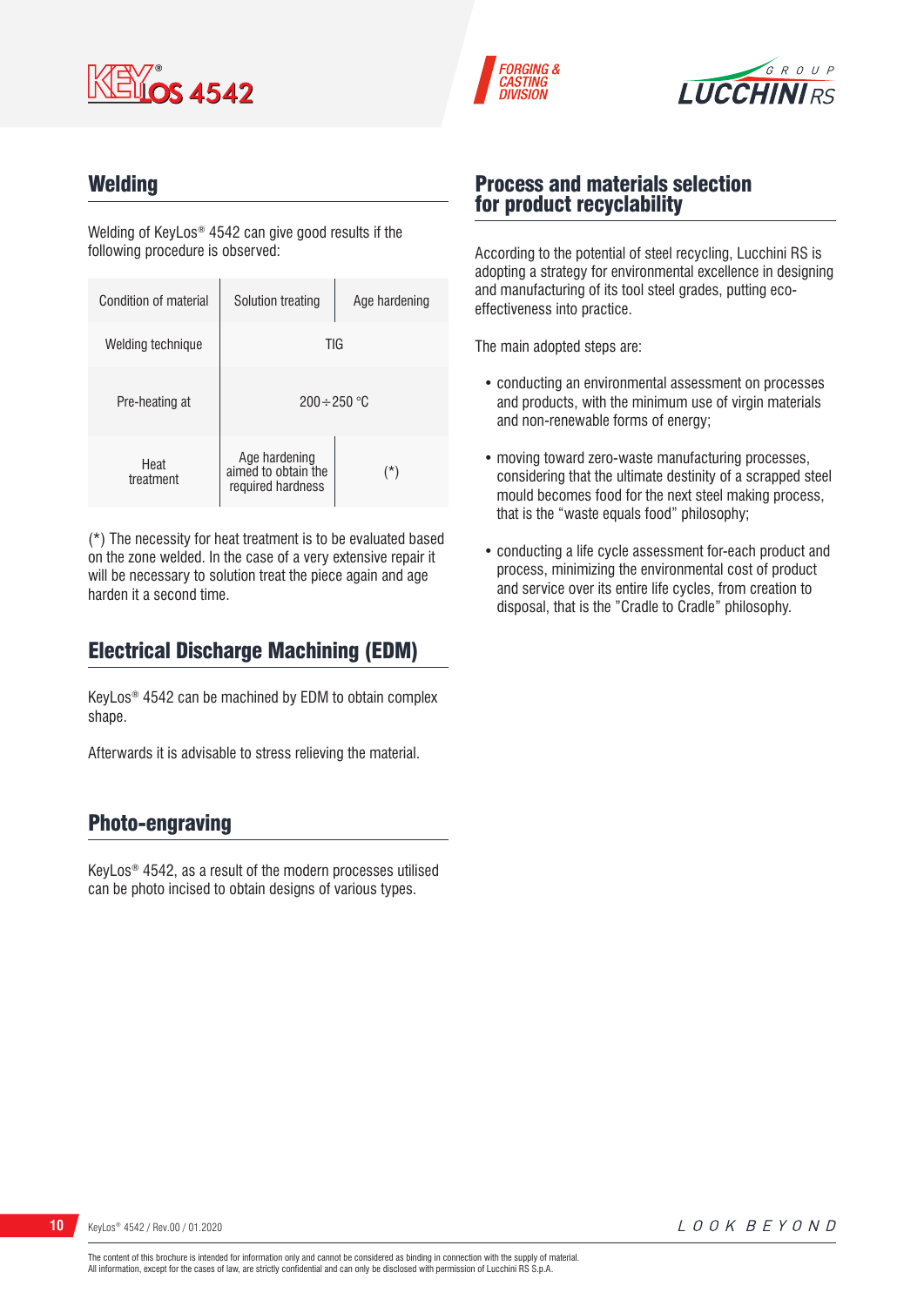## Welding

Welding of KeyLos® 4542 can give good results if the following procedure is observed:

| Condition of material | Solution treating | Age hardening |
|---|---|---|
| Welding technique | TIG | |
| Pre-heating at | 200÷250 °C | |
| Heat treatment | Age hardening aimed to obtain the required hardness | (*) |

(*) The necessity for heat treatment is to be evaluated based on the zone welded. In the case of a very extensive repair it will be necessary to solution treat the piece again and age harden it a second time.

## Electrical Discharge Machining (EDM)

KeyLos® 4542 can be machined by EDM to obtain complex shape.

Afterwards it is advisable to stress relieving the material.

## Photo-engraving

KeyLos® 4542, as a result of the modern processes utilised can be photo incised to obtain designs of various types.

## Process and materials selection for product recyclability

According to the potential of steel recycling, Lucchini RS is adopting a strategy for environmental excellence in designing and manufacturing of its tool steel grades, putting eco-effectiveness into practice.

The main adopted steps are:

- conducting an environmental assessment on processes and products, with the minimum use of virgin materials and non-renewable forms of energy;
- moving toward zero-waste manufacturing processes, considering that the ultimate destinity of a scrapped steel mould becomes food for the next steel making process, that is the “waste equals food” philosophy;
- conducting a life cycle assessment for-each product and process, minimizing the environmental cost of product and service over its entire life cycles, from creation to disposal, that is the ”Cradle to Cradle” philosophy.

The content of this brochure is intended for information only and cannot be considered as binding in connection with the supply of material.
All information, except for the cases of law, are strictly confidential and can only be disclosed with permission of Lucchini RS S.p.A.